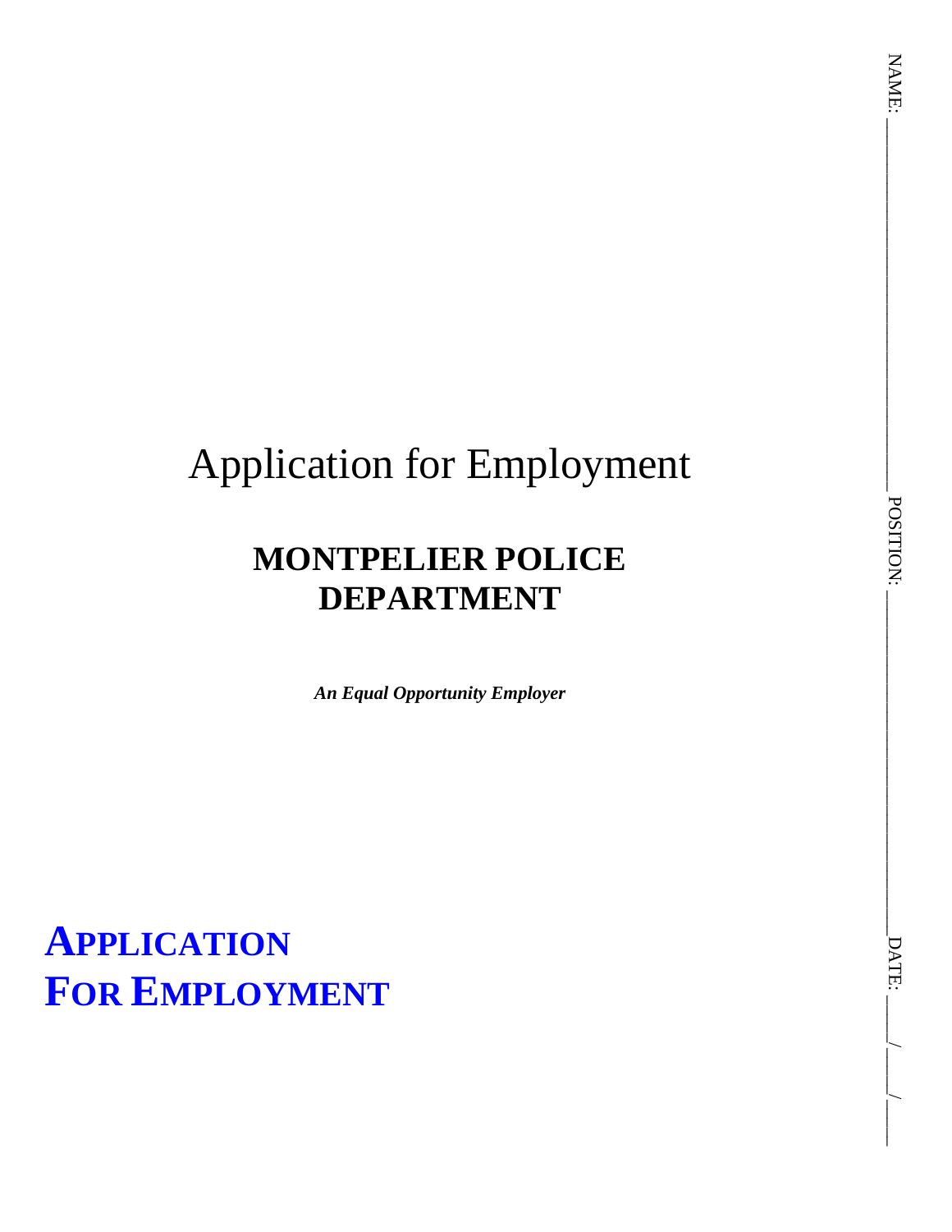# Application for Employment

## MONTPELIER POLICE DEPARTMENT

***An Equal Opportunity Employer***

# APPLICATION FOR EMPLOYMENT

NAME: ______________________________ POSITION: ______________________________ DATE: ____/____/____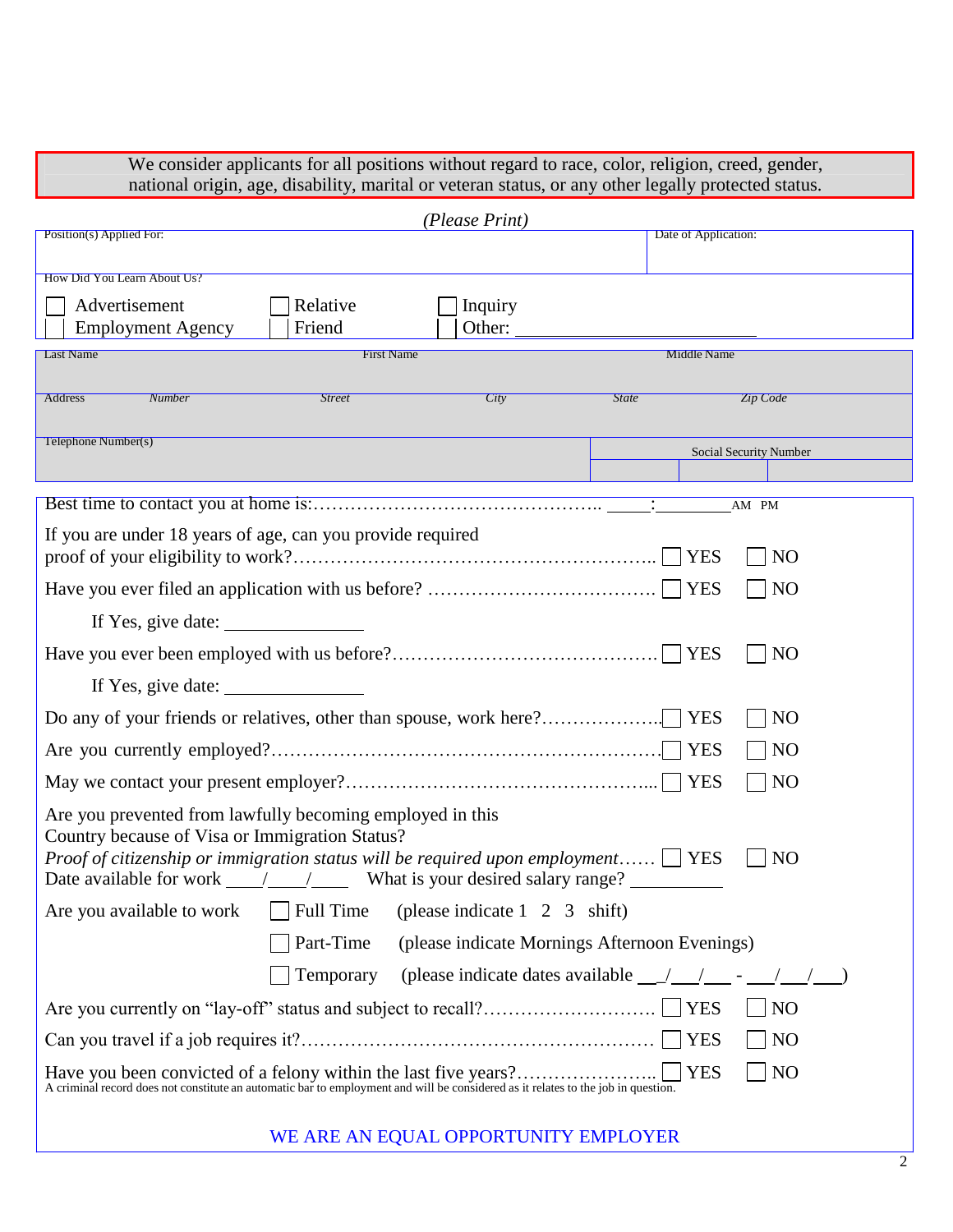We consider applicants for all positions without regard to race, color, religion, creed, gender, national origin, age, disability, marital or veteran status, or any other legally protected status.

*(Please Print)*

| Position(s) Applied For: | Date of Application: |
|---|---|
| | |

How Did You Learn About Us?

☐ Advertisement ☐ Relative ☐ Inquiry
☐ Employment Agency ☐ Friend ☐ Other: ____________________

| Last Name | First Name | Middle Name |
|---|---|---|
| | | |

| Address | *Number* | *Street* | *City* | *State* | *Zip Code* |
|---|---|---|---|---|---|
| | | | | | |

| Telephone Number(s) | Social Security Number | | |
|---|---|---|---|
| | | | |

Best time to contact you at home is:……………………………………….. _____:_________ AM PM

If you are under 18 years of age, can you provide required proof of your eligibility to work?………………………………………………….. ☐ YES ☐ NO

Have you ever filed an application with us before? ……………………………… ☐ YES ☐ NO

If Yes, give date: _______________

Have you ever been employed with us before?…………………………………… ☐ YES ☐ NO

If Yes, give date: _______________

Do any of your friends or relatives, other than spouse, work here?……………….. ☐ YES ☐ NO

Are you currently employed?……………………………………………………… ☐ YES ☐ NO

May we contact your present employer?…………………………………………... ☐ YES ☐ NO

Are you prevented from lawfully becoming employed in this Country because of Visa or Immigration Status?
*Proof of citizenship or immigration status will be required upon employment*…… ☐ YES ☐ NO
Date available for work ____/____/____ What is your desired salary range? __________

Are you available to work ☐ Full Time (please indicate 1 2 3 shift)

☐ Part-Time (please indicate Mornings Afternoon Evenings)

☐ Temporary (please indicate dates available __/__/__ - __/__/__)

Are you currently on "lay-off" status and subject to recall?……………………… ☐ YES ☐ NO

Can you travel if a job requires it?………………………………………………… ☐ YES ☐ NO

Have you been convicted of a felony within the last five years?………………….. ☐ YES ☐ NO
A criminal record does not constitute an automatic bar to employment and will be considered as it relates to the job in question.

WE ARE AN EQUAL OPPORTUNITY EMPLOYER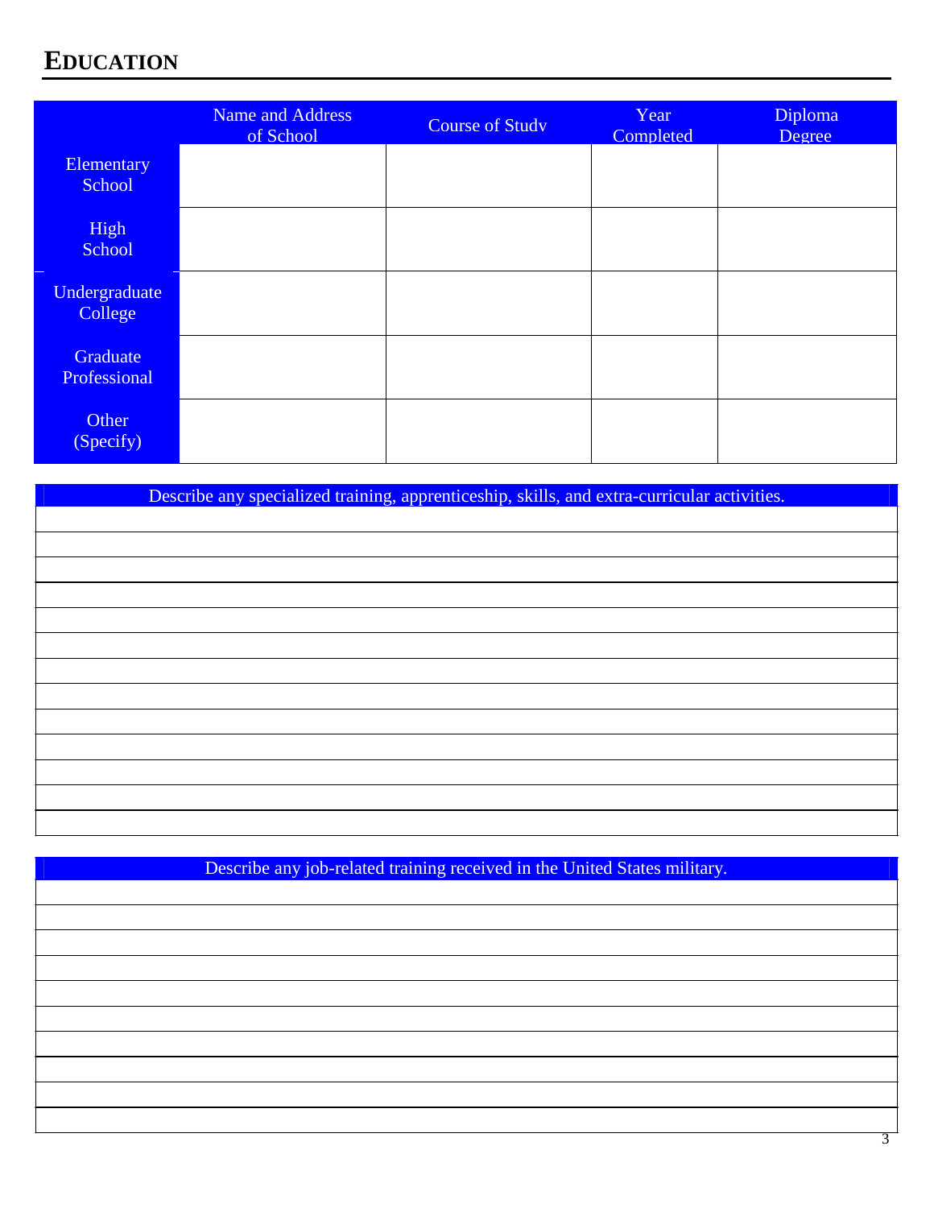# EDUCATION

| | Name and Address of School | Course of Study | Year Completed | Diploma Degree |
|---|---|---|---|---|
| Elementary School | | | | |
| High School | | | | |
| Undergraduate College | | | | |
| Graduate Professional | | | | |
| Other (Specify) | | | | |

| Describe any specialized training, apprenticeship, skills, and extra-curricular activities. |
|---|
| |
| |
| |
| |
| |
| |
| |
| |
| |
| |
| |
| |
| |

| Describe any job-related training received in the United States military. |
|---|
| |
| |
| |
| |
| |
| |
| |
| |
| |
| |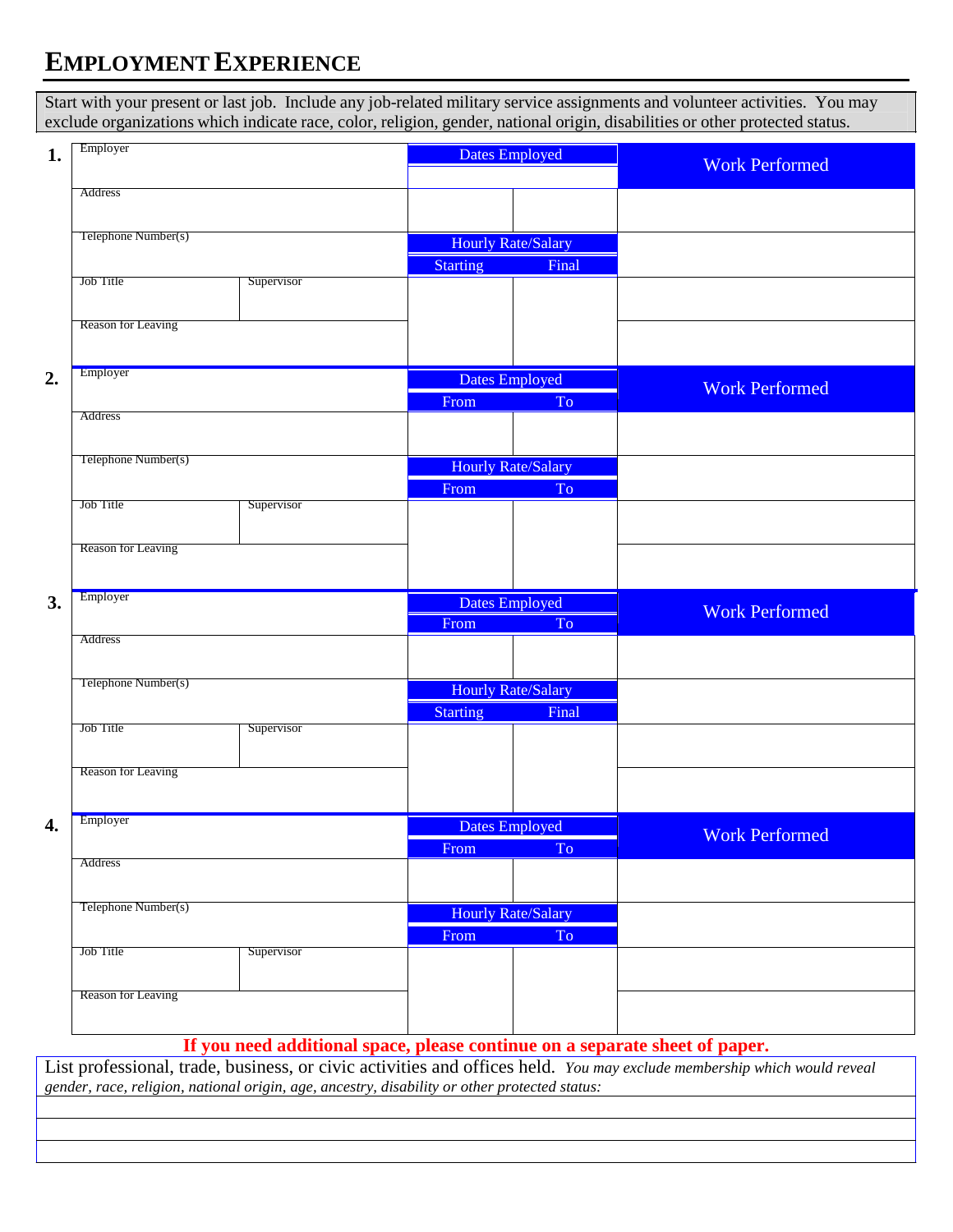# EMPLOYMENT EXPERIENCE

Start with your present or last job. Include any job-related military service assignments and volunteer activities. You may exclude organizations which indicate race, color, religion, gender, national origin, disabilities or other protected status.

**1.**

| Employer | | Dates Employed | | Work Performed |
|---|---|---|---|---|
| Address | | | | |
| Telephone Number(s) | | Hourly Rate/Salary | | |
| | | Starting | Final | |
| Job Title | Supervisor | | | |
| Reason for Leaving | | | | |

**2.**

| Employer | | Dates Employed | | Work Performed |
|---|---|---|---|---|
| | | From | To | |
| Address | | | | |
| Telephone Number(s) | | Hourly Rate/Salary | | |
| | | From | To | |
| Job Title | Supervisor | | | |
| Reason for Leaving | | | | |

**3.**

| Employer | | Dates Employed | | Work Performed |
|---|---|---|---|---|
| | | From | To | |
| Address | | | | |
| Telephone Number(s) | | Hourly Rate/Salary | | |
| | | Starting | Final | |
| Job Title | Supervisor | | | |
| Reason for Leaving | | | | |

**4.**

| Employer | | Dates Employed | | Work Performed |
|---|---|---|---|---|
| | | From | To | |
| Address | | | | |
| Telephone Number(s) | | Hourly Rate/Salary | | |
| | | From | To | |
| Job Title | Supervisor | | | |
| Reason for Leaving | | | | |

**If you need additional space, please continue on a separate sheet of paper.**

List professional, trade, business, or civic activities and offices held. *You may exclude membership which would reveal gender, race, religion, national origin, age, ancestry, disability or other protected status:*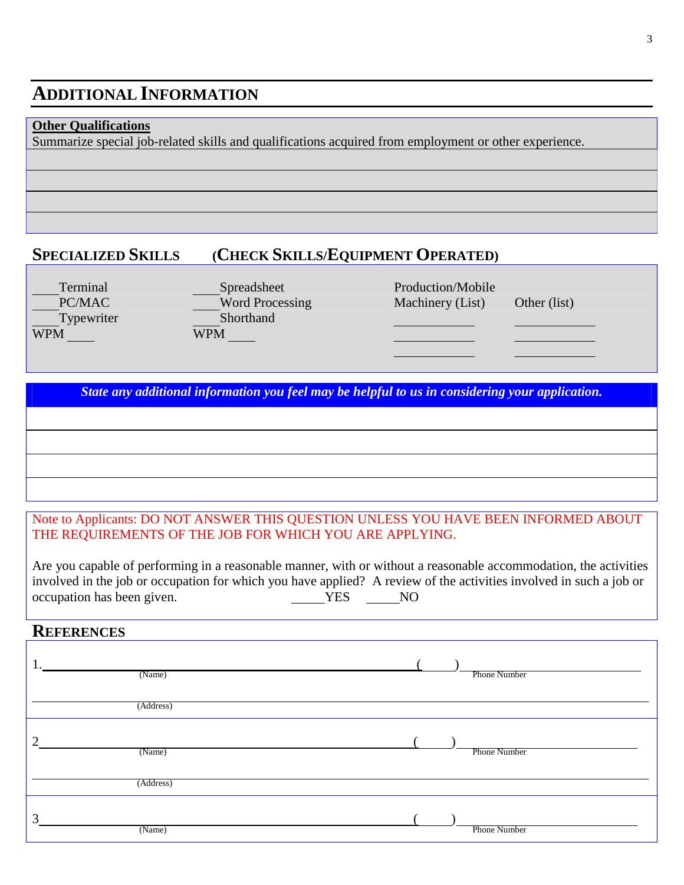## ADDITIONAL INFORMATION

**Other Qualifications**

Summarize special job-related skills and qualifications acquired from employment or other experience.

\_\_\_\_\_\_\_\_\_\_\_\_\_\_\_\_\_\_\_\_\_\_\_\_\_\_\_\_\_\_\_\_\_\_\_\_\_\_\_\_\_\_\_\_\_\_\_\_\_\_\_\_\_\_\_\_\_\_\_\_

\_\_\_\_\_\_\_\_\_\_\_\_\_\_\_\_\_\_\_\_\_\_\_\_\_\_\_\_\_\_\_\_\_\_\_\_\_\_\_\_\_\_\_\_\_\_\_\_\_\_\_\_\_\_\_\_\_\_\_\_

\_\_\_\_\_\_\_\_\_\_\_\_\_\_\_\_\_\_\_\_\_\_\_\_\_\_\_\_\_\_\_\_\_\_\_\_\_\_\_\_\_\_\_\_\_\_\_\_\_\_\_\_\_\_\_\_\_\_\_\_

\_\_\_\_\_\_\_\_\_\_\_\_\_\_\_\_\_\_\_\_\_\_\_\_\_\_\_\_\_\_\_\_\_\_\_\_\_\_\_\_\_\_\_\_\_\_\_\_\_\_\_\_\_\_\_\_\_\_\_\_

## SPECIALIZED SKILLS (CHECK SKILLS/EQUIPMENT OPERATED)

| | | | |
|---|---|---|---|
| \_\_\_\_ Terminal | \_\_\_\_ Spreadsheet | Production/Mobile Machinery (List) | Other (list) |
| \_\_\_\_ PC/MAC | \_\_\_\_ Word Processing | \_\_\_\_\_\_\_\_\_\_\_\_ | \_\_\_\_\_\_\_\_\_\_\_\_ |
| \_\_\_\_ Typewriter | \_\_\_\_ Shorthand | \_\_\_\_\_\_\_\_\_\_\_\_ | \_\_\_\_\_\_\_\_\_\_\_\_ |
| WPM \_\_\_\_ | WPM \_\_\_\_ | \_\_\_\_\_\_\_\_\_\_\_\_ | \_\_\_\_\_\_\_\_\_\_\_\_ |

***State any additional information you feel may be helpful to us in considering your application.***

\_\_\_\_\_\_\_\_\_\_\_\_\_\_\_\_\_\_\_\_\_\_\_\_\_\_\_\_\_\_\_\_\_\_\_\_\_\_\_\_\_\_\_\_\_\_\_\_\_\_\_\_\_\_\_\_\_\_\_\_

\_\_\_\_\_\_\_\_\_\_\_\_\_\_\_\_\_\_\_\_\_\_\_\_\_\_\_\_\_\_\_\_\_\_\_\_\_\_\_\_\_\_\_\_\_\_\_\_\_\_\_\_\_\_\_\_\_\_\_\_

\_\_\_\_\_\_\_\_\_\_\_\_\_\_\_\_\_\_\_\_\_\_\_\_\_\_\_\_\_\_\_\_\_\_\_\_\_\_\_\_\_\_\_\_\_\_\_\_\_\_\_\_\_\_\_\_\_\_\_\_

\_\_\_\_\_\_\_\_\_\_\_\_\_\_\_\_\_\_\_\_\_\_\_\_\_\_\_\_\_\_\_\_\_\_\_\_\_\_\_\_\_\_\_\_\_\_\_\_\_\_\_\_\_\_\_\_\_\_\_\_

Note to Applicants: DO NOT ANSWER THIS QUESTION UNLESS YOU HAVE BEEN INFORMED ABOUT THE REQUIREMENTS OF THE JOB FOR WHICH YOU ARE APPLYING.

Are you capable of performing in a reasonable manner, with or without a reasonable accommodation, the activities involved in the job or occupation for which you have applied? A review of the activities involved in such a job or occupation has been given. \_\_\_\_\_YES \_\_\_\_\_NO

## REFERENCES

1.\_\_\_\_\_\_\_\_\_\_\_\_\_\_\_\_\_\_\_\_\_\_\_\_\_\_\_\_\_\_\_\_\_\_\_\_\_\_\_\_ (Name) ( \_\_\_ ) \_\_\_\_\_\_\_\_\_\_\_\_\_\_\_\_ Phone Number

\_\_\_\_\_\_\_\_\_\_\_\_\_\_\_\_\_\_\_\_\_\_\_\_\_\_\_\_\_\_\_\_\_\_\_\_\_\_\_\_\_\_\_\_\_\_\_\_\_\_\_\_\_\_\_\_ (Address)

2.\_\_\_\_\_\_\_\_\_\_\_\_\_\_\_\_\_\_\_\_\_\_\_\_\_\_\_\_\_\_\_\_\_\_\_\_\_\_\_\_ (Name) ( \_\_\_ ) \_\_\_\_\_\_\_\_\_\_\_\_\_\_\_\_ Phone Number

\_\_\_\_\_\_\_\_\_\_\_\_\_\_\_\_\_\_\_\_\_\_\_\_\_\_\_\_\_\_\_\_\_\_\_\_\_\_\_\_\_\_\_\_\_\_\_\_\_\_\_\_\_\_\_\_ (Address)

3.\_\_\_\_\_\_\_\_\_\_\_\_\_\_\_\_\_\_\_\_\_\_\_\_\_\_\_\_\_\_\_\_\_\_\_\_\_\_\_\_ (Name) ( \_\_\_ ) \_\_\_\_\_\_\_\_\_\_\_\_\_\_\_\_ Phone Number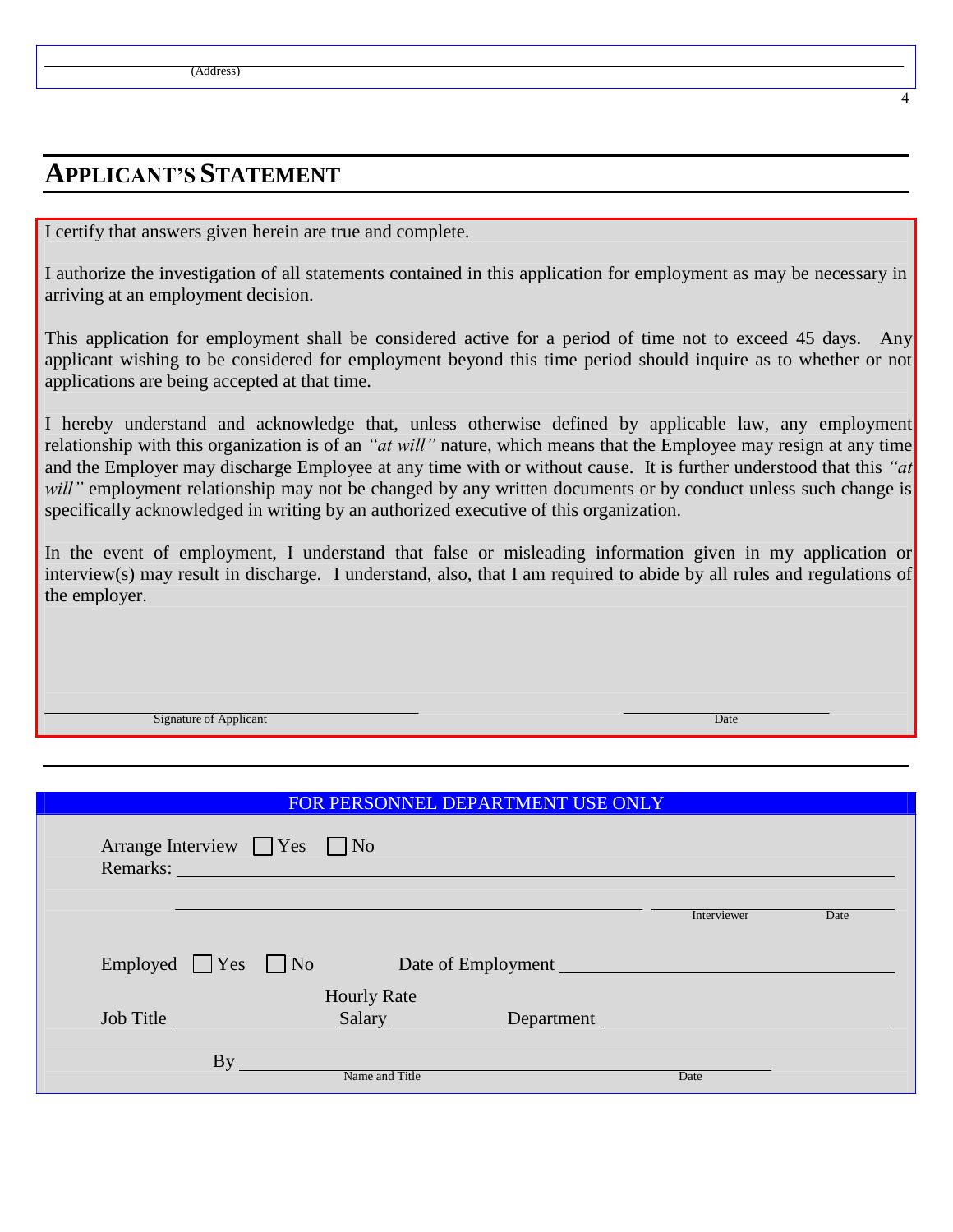(Address)

## APPLICANT'S STATEMENT

I certify that answers given herein are true and complete.

I authorize the investigation of all statements contained in this application for employment as may be necessary in arriving at an employment decision.

This application for employment shall be considered active for a period of time not to exceed 45 days. Any applicant wishing to be considered for employment beyond this time period should inquire as to whether or not applications are being accepted at that time.

I hereby understand and acknowledge that, unless otherwise defined by applicable law, any employment relationship with this organization is of an *"at will"* nature, which means that the Employee may resign at any time and the Employer may discharge Employee at any time with or without cause. It is further understood that this *"at will"* employment relationship may not be changed by any written documents or by conduct unless such change is specifically acknowledged in writing by an authorized executive of this organization.

In the event of employment, I understand that false or misleading information given in my application or interview(s) may result in discharge. I understand, also, that I am required to abide by all rules and regulations of the employer.

______________________________ Signature of Applicant

______________________________ Date

---

**FOR PERSONNEL DEPARTMENT USE ONLY**

Arrange Interview ☐ Yes ☐ No

Remarks: ______________________________

______________________________ Interviewer ______ Date ______

Employed ☐ Yes ☐ No Date of Employment ______________________________

Job Title ______________ Hourly Rate / Salary ______________ Department ______________________________

By ______________________________ Name and Title ______ Date ______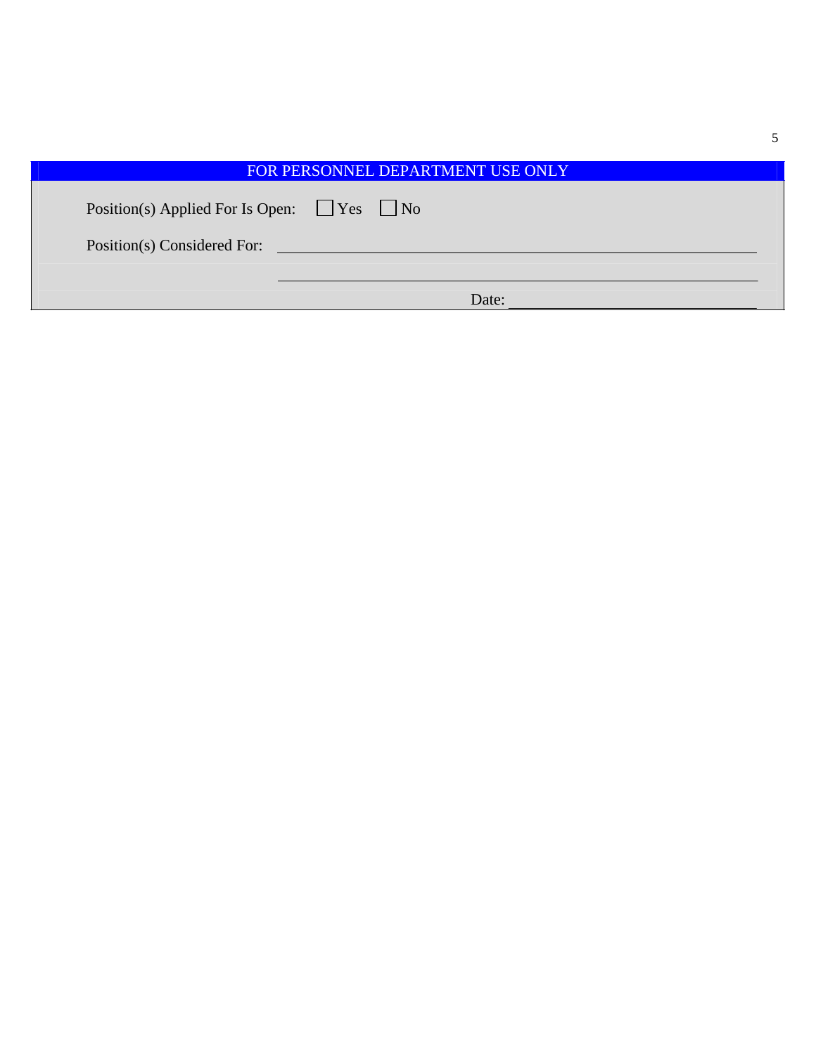## FOR PERSONNEL DEPARTMENT USE ONLY

Position(s) Applied For Is Open: ☐ Yes ☐ No

Position(s) Considered For: ______________________________________________

______________________________________________

Date: ____________________